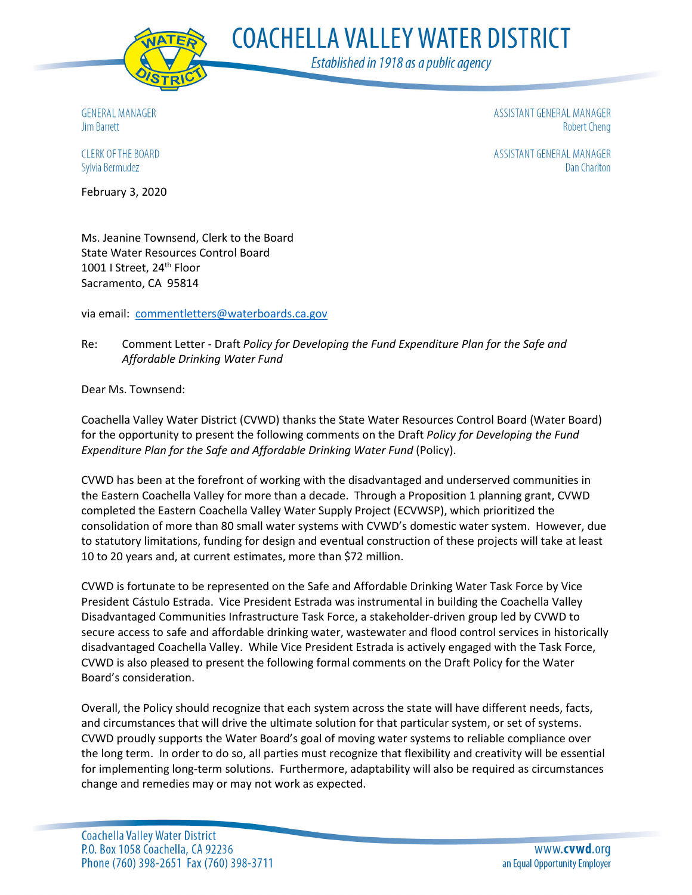# COACHELLA VALLEY WATER DISTRICT

*Established in 1918 as a public agency*

GENERAL MANAGER
Jim Barrett

CLERK OF THE BOARD
Sylvia Bermudez

ASSISTANT GENERAL MANAGER
Robert Cheng

ASSISTANT GENERAL MANAGER
Dan Charlton

February 3, 2020

Ms. Jeanine Townsend, Clerk to the Board
State Water Resources Control Board
1001 I Street, 24th Floor
Sacramento, CA 95814

via email: commentletters@waterboards.ca.gov

Re: Comment Letter - Draft *Policy for Developing the Fund Expenditure Plan for the Safe and Affordable Drinking Water Fund*

Dear Ms. Townsend:

Coachella Valley Water District (CVWD) thanks the State Water Resources Control Board (Water Board) for the opportunity to present the following comments on the Draft *Policy for Developing the Fund Expenditure Plan for the Safe and Affordable Drinking Water Fund* (Policy).

CVWD has been at the forefront of working with the disadvantaged and underserved communities in the Eastern Coachella Valley for more than a decade. Through a Proposition 1 planning grant, CVWD completed the Eastern Coachella Valley Water Supply Project (ECVWSP), which prioritized the consolidation of more than 80 small water systems with CVWD's domestic water system. However, due to statutory limitations, funding for design and eventual construction of these projects will take at least 10 to 20 years and, at current estimates, more than $72 million.

CVWD is fortunate to be represented on the Safe and Affordable Drinking Water Task Force by Vice President Cástulo Estrada. Vice President Estrada was instrumental in building the Coachella Valley Disadvantaged Communities Infrastructure Task Force, a stakeholder-driven group led by CVWD to secure access to safe and affordable drinking water, wastewater and flood control services in historically disadvantaged Coachella Valley. While Vice President Estrada is actively engaged with the Task Force, CVWD is also pleased to present the following formal comments on the Draft Policy for the Water Board's consideration.

Overall, the Policy should recognize that each system across the state will have different needs, facts, and circumstances that will drive the ultimate solution for that particular system, or set of systems. CVWD proudly supports the Water Board's goal of moving water systems to reliable compliance over the long term. In order to do so, all parties must recognize that flexibility and creativity will be essential for implementing long-term solutions. Furthermore, adaptability will also be required as circumstances change and remedies may or may not work as expected.

Coachella Valley Water District
P.O. Box 1058 Coachella, CA 92236
Phone (760) 398-2651 Fax (760) 398-3711

www.cvwd.org
an Equal Opportunity Employer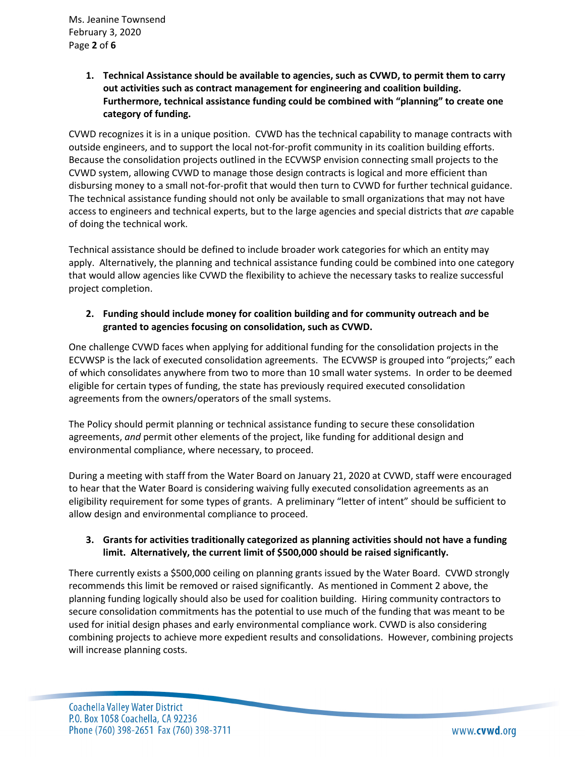1. **Technical Assistance should be available to agencies, such as CVWD, to permit them to carry out activities such as contract management for engineering and coalition building. Furthermore, technical assistance funding could be combined with "planning" to create one category of funding.**

CVWD recognizes it is in a unique position. CVWD has the technical capability to manage contracts with outside engineers, and to support the local not-for-profit community in its coalition building efforts. Because the consolidation projects outlined in the ECVWSP envision connecting small projects to the CVWD system, allowing CVWD to manage those design contracts is logical and more efficient than disbursing money to a small not-for-profit that would then turn to CVWD for further technical guidance. The technical assistance funding should not only be available to small organizations that may not have access to engineers and technical experts, but to the large agencies and special districts that *are* capable of doing the technical work.

Technical assistance should be defined to include broader work categories for which an entity may apply. Alternatively, the planning and technical assistance funding could be combined into one category that would allow agencies like CVWD the flexibility to achieve the necessary tasks to realize successful project completion.

2. **Funding should include money for coalition building and for community outreach and be granted to agencies focusing on consolidation, such as CVWD.**

One challenge CVWD faces when applying for additional funding for the consolidation projects in the ECVWSP is the lack of executed consolidation agreements. The ECVWSP is grouped into "projects;" each of which consolidates anywhere from two to more than 10 small water systems. In order to be deemed eligible for certain types of funding, the state has previously required executed consolidation agreements from the owners/operators of the small systems.

The Policy should permit planning or technical assistance funding to secure these consolidation agreements, *and* permit other elements of the project, like funding for additional design and environmental compliance, where necessary, to proceed.

During a meeting with staff from the Water Board on January 21, 2020 at CVWD, staff were encouraged to hear that the Water Board is considering waiving fully executed consolidation agreements as an eligibility requirement for some types of grants. A preliminary "letter of intent" should be sufficient to allow design and environmental compliance to proceed.

3. **Grants for activities traditionally categorized as planning activities should not have a funding limit. Alternatively, the current limit of $500,000 should be raised significantly.**

There currently exists a $500,000 ceiling on planning grants issued by the Water Board. CVWD strongly recommends this limit be removed or raised significantly. As mentioned in Comment 2 above, the planning funding logically should also be used for coalition building. Hiring community contractors to secure consolidation commitments has the potential to use much of the funding that was meant to be used for initial design phases and early environmental compliance work. CVWD is also considering combining projects to achieve more expedient results and consolidations. However, combining projects will increase planning costs.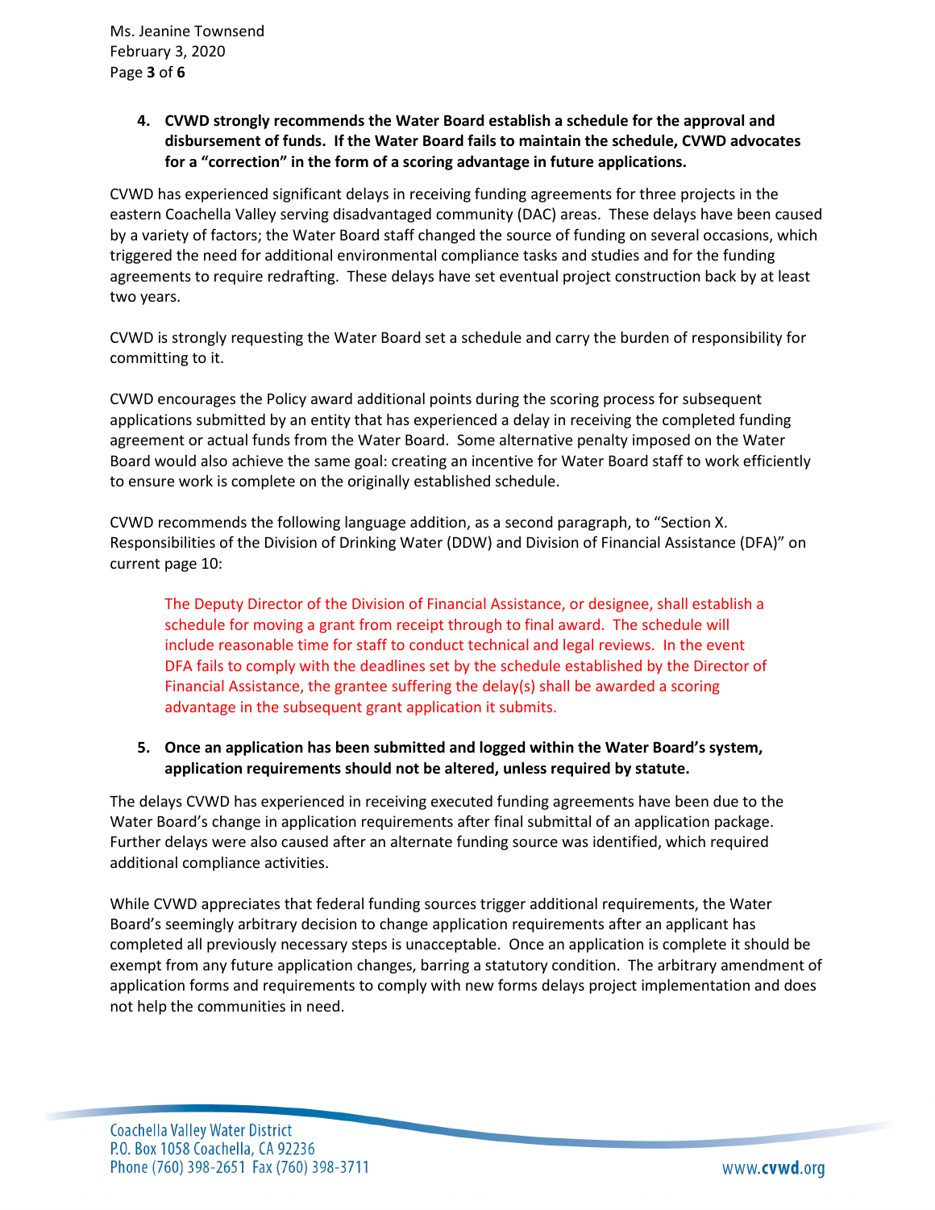**4. CVWD strongly recommends the Water Board establish a schedule for the approval and disbursement of funds. If the Water Board fails to maintain the schedule, CVWD advocates for a "correction" in the form of a scoring advantage in future applications.**

CVWD has experienced significant delays in receiving funding agreements for three projects in the eastern Coachella Valley serving disadvantaged community (DAC) areas. These delays have been caused by a variety of factors; the Water Board staff changed the source of funding on several occasions, which triggered the need for additional environmental compliance tasks and studies and for the funding agreements to require redrafting. These delays have set eventual project construction back by at least two years.

CVWD is strongly requesting the Water Board set a schedule and carry the burden of responsibility for committing to it.

CVWD encourages the Policy award additional points during the scoring process for subsequent applications submitted by an entity that has experienced a delay in receiving the completed funding agreement or actual funds from the Water Board. Some alternative penalty imposed on the Water Board would also achieve the same goal: creating an incentive for Water Board staff to work efficiently to ensure work is complete on the originally established schedule.

CVWD recommends the following language addition, as a second paragraph, to "Section X. Responsibilities of the Division of Drinking Water (DDW) and Division of Financial Assistance (DFA)" on current page 10:

> The Deputy Director of the Division of Financial Assistance, or designee, shall establish a schedule for moving a grant from receipt through to final award. The schedule will include reasonable time for staff to conduct technical and legal reviews. In the event DFA fails to comply with the deadlines set by the schedule established by the Director of Financial Assistance, the grantee suffering the delay(s) shall be awarded a scoring advantage in the subsequent grant application it submits.

**5. Once an application has been submitted and logged within the Water Board's system, application requirements should not be altered, unless required by statute.**

The delays CVWD has experienced in receiving executed funding agreements have been due to the Water Board's change in application requirements after final submittal of an application package. Further delays were also caused after an alternate funding source was identified, which required additional compliance activities.

While CVWD appreciates that federal funding sources trigger additional requirements, the Water Board's seemingly arbitrary decision to change application requirements after an applicant has completed all previously necessary steps is unacceptable. Once an application is complete it should be exempt from any future application changes, barring a statutory condition. The arbitrary amendment of application forms and requirements to comply with new forms delays project implementation and does not help the communities in need.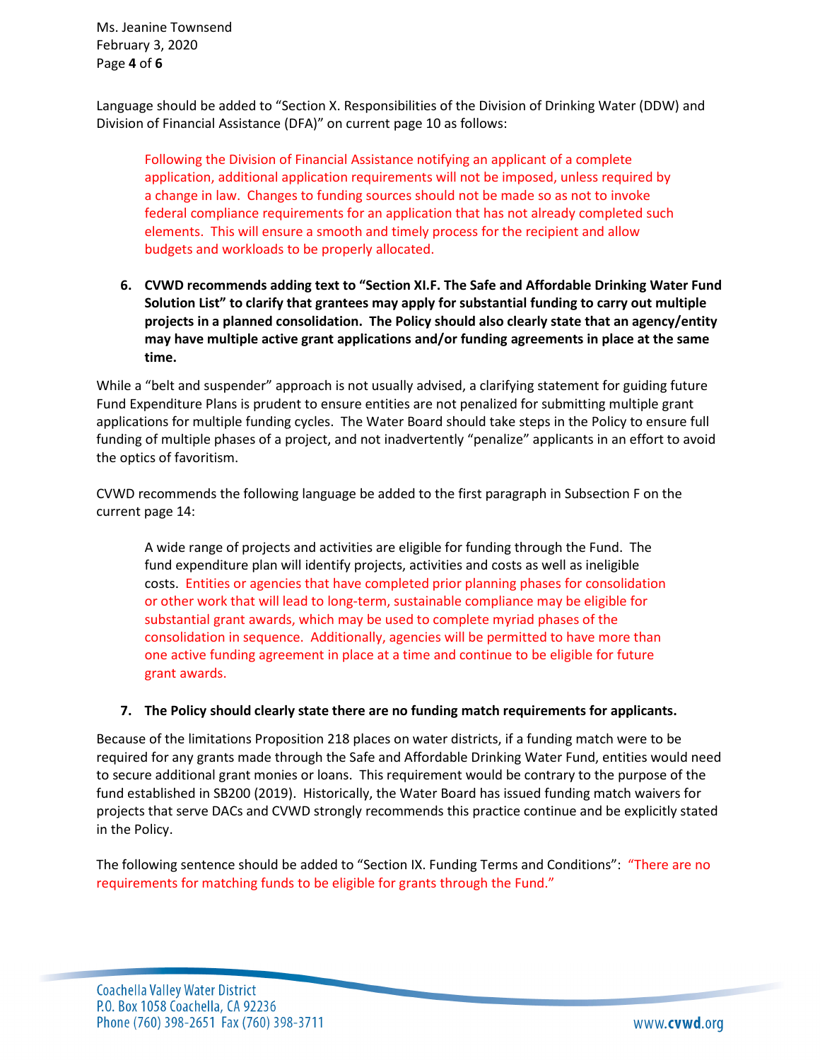Language should be added to "Section X. Responsibilities of the Division of Drinking Water (DDW) and Division of Financial Assistance (DFA)" on current page 10 as follows:

> Following the Division of Financial Assistance notifying an applicant of a complete application, additional application requirements will not be imposed, unless required by a change in law. Changes to funding sources should not be made so as not to invoke federal compliance requirements for an application that has not already completed such elements. This will ensure a smooth and timely process for the recipient and allow budgets and workloads to be properly allocated.

6. **CVWD recommends adding text to "Section XI.F. The Safe and Affordable Drinking Water Fund Solution List" to clarify that grantees may apply for substantial funding to carry out multiple projects in a planned consolidation. The Policy should also clearly state that an agency/entity may have multiple active grant applications and/or funding agreements in place at the same time.**

While a "belt and suspender" approach is not usually advised, a clarifying statement for guiding future Fund Expenditure Plans is prudent to ensure entities are not penalized for submitting multiple grant applications for multiple funding cycles. The Water Board should take steps in the Policy to ensure full funding of multiple phases of a project, and not inadvertently "penalize" applicants in an effort to avoid the optics of favoritism.

CVWD recommends the following language be added to the first paragraph in Subsection F on the current page 14:

> A wide range of projects and activities are eligible for funding through the Fund. The fund expenditure plan will identify projects, activities and costs as well as ineligible costs. Entities or agencies that have completed prior planning phases for consolidation or other work that will lead to long-term, sustainable compliance may be eligible for substantial grant awards, which may be used to complete myriad phases of the consolidation in sequence. Additionally, agencies will be permitted to have more than one active funding agreement in place at a time and continue to be eligible for future grant awards.

7. **The Policy should clearly state there are no funding match requirements for applicants.**

Because of the limitations Proposition 218 places on water districts, if a funding match were to be required for any grants made through the Safe and Affordable Drinking Water Fund, entities would need to secure additional grant monies or loans. This requirement would be contrary to the purpose of the fund established in SB200 (2019). Historically, the Water Board has issued funding match waivers for projects that serve DACs and CVWD strongly recommends this practice continue and be explicitly stated in the Policy.

The following sentence should be added to "Section IX. Funding Terms and Conditions": "There are no requirements for matching funds to be eligible for grants through the Fund."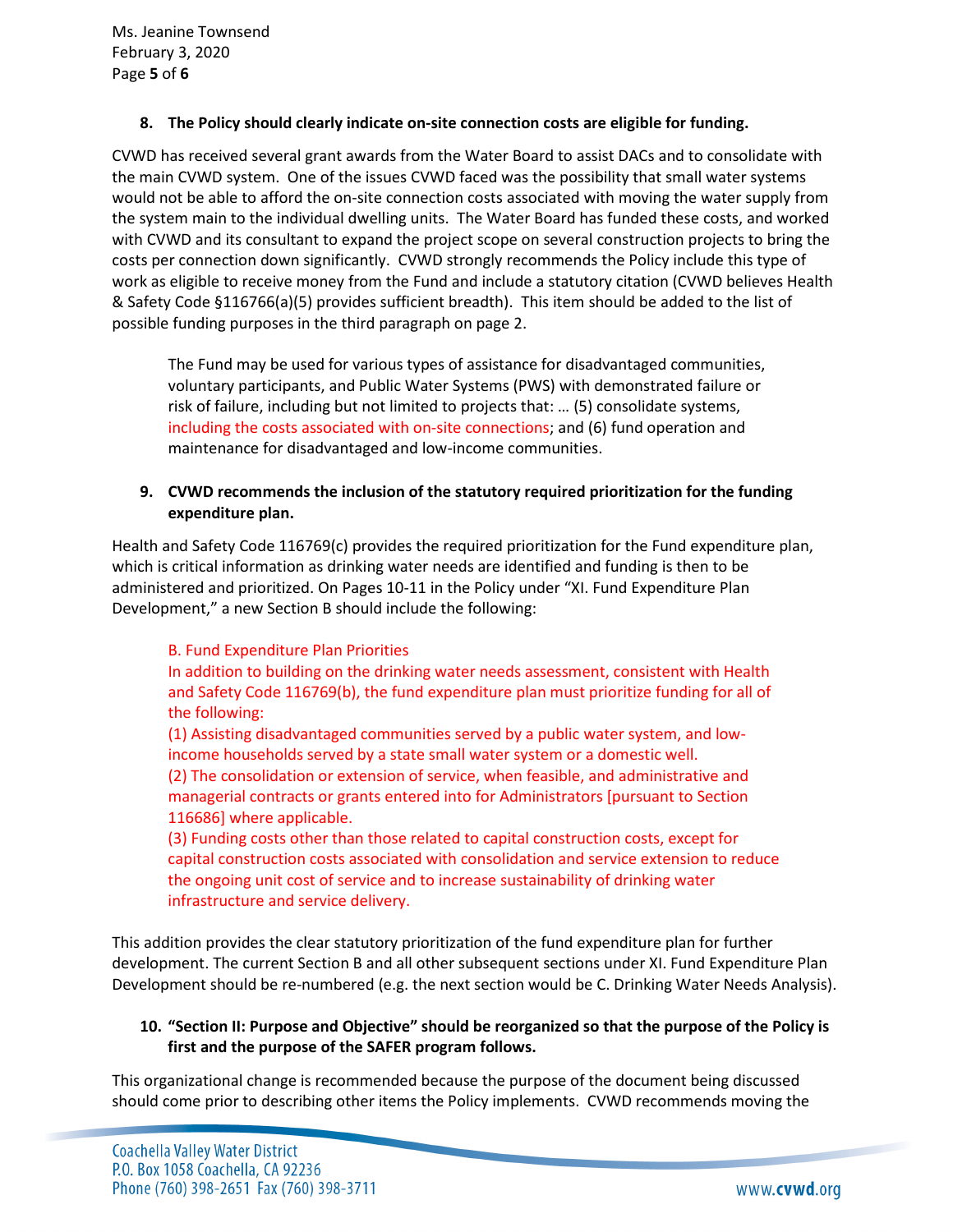**8. The Policy should clearly indicate on-site connection costs are eligible for funding.**

CVWD has received several grant awards from the Water Board to assist DACs and to consolidate with the main CVWD system. One of the issues CVWD faced was the possibility that small water systems would not be able to afford the on-site connection costs associated with moving the water supply from the system main to the individual dwelling units. The Water Board has funded these costs, and worked with CVWD and its consultant to expand the project scope on several construction projects to bring the costs per connection down significantly. CVWD strongly recommends the Policy include this type of work as eligible to receive money from the Fund and include a statutory citation (CVWD believes Health & Safety Code §116766(a)(5) provides sufficient breadth). This item should be added to the list of possible funding purposes in the third paragraph on page 2.

> The Fund may be used for various types of assistance for disadvantaged communities, voluntary participants, and Public Water Systems (PWS) with demonstrated failure or risk of failure, including but not limited to projects that: … (5) consolidate systems, including the costs associated with on-site connections; and (6) fund operation and maintenance for disadvantaged and low-income communities.

**9. CVWD recommends the inclusion of the statutory required prioritization for the funding expenditure plan.**

Health and Safety Code 116769(c) provides the required prioritization for the Fund expenditure plan, which is critical information as drinking water needs are identified and funding is then to be administered and prioritized. On Pages 10-11 in the Policy under "XI. Fund Expenditure Plan Development," a new Section B should include the following:

> B. Fund Expenditure Plan Priorities
>
> In addition to building on the drinking water needs assessment, consistent with Health and Safety Code 116769(b), the fund expenditure plan must prioritize funding for all of the following:
>
> (1) Assisting disadvantaged communities served by a public water system, and low-income households served by a state small water system or a domestic well.
>
> (2) The consolidation or extension of service, when feasible, and administrative and managerial contracts or grants entered into for Administrators [pursuant to Section 116686] where applicable.
>
> (3) Funding costs other than those related to capital construction costs, except for capital construction costs associated with consolidation and service extension to reduce the ongoing unit cost of service and to increase sustainability of drinking water infrastructure and service delivery.

This addition provides the clear statutory prioritization of the fund expenditure plan for further development. The current Section B and all other subsequent sections under XI. Fund Expenditure Plan Development should be re-numbered (e.g. the next section would be C. Drinking Water Needs Analysis).

**10. "Section II: Purpose and Objective" should be reorganized so that the purpose of the Policy is first and the purpose of the SAFER program follows.**

This organizational change is recommended because the purpose of the document being discussed should come prior to describing other items the Policy implements. CVWD recommends moving the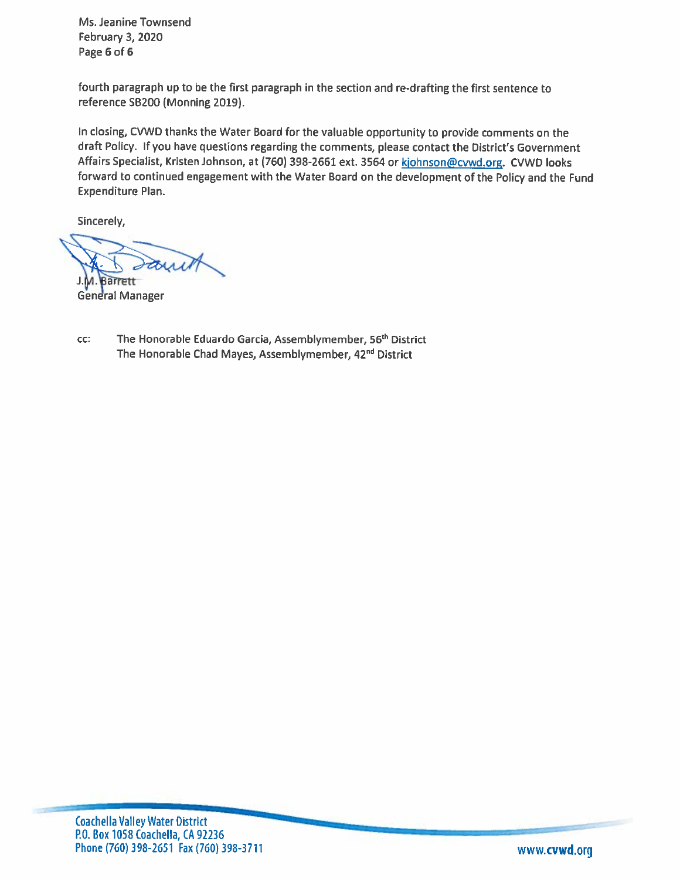fourth paragraph up to be the first paragraph in the section and re-drafting the first sentence to reference SB200 (Monning 2019).

In closing, CVWD thanks the Water Board for the valuable opportunity to provide comments on the draft Policy. If you have questions regarding the comments, please contact the District's Government Affairs Specialist, Kristen Johnson, at (760) 398-2661 ext. 3564 or kjohnson@cvwd.org. CVWD looks forward to continued engagement with the Water Board on the development of the Policy and the Fund Expenditure Plan.

Sincerely,

J.M. Barrett
General Manager

cc: The Honorable Eduardo Garcia, Assemblymember, 56th District
The Honorable Chad Mayes, Assemblymember, 42nd District

Coachella Valley Water District
P.O. Box 1058 Coachella, CA 92236
Phone (760) 398-2651 Fax (760) 398-3711

www.cvwd.org